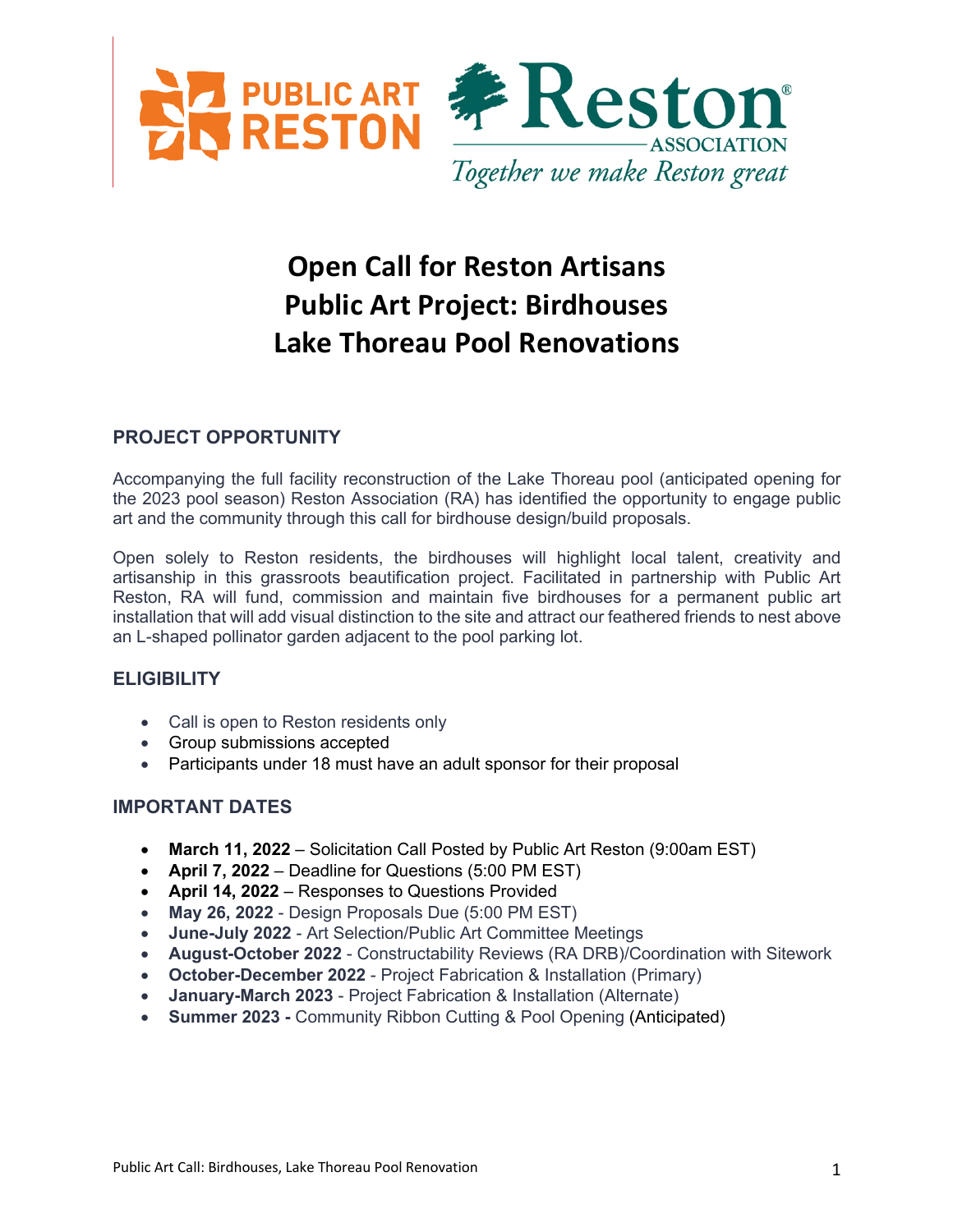# Open Call for Reston Artisans
# Public Art Project: Birdhouses
# Lake Thoreau Pool Renovations

## PROJECT OPPORTUNITY

Accompanying the full facility reconstruction of the Lake Thoreau pool (anticipated opening for the 2023 pool season) Reston Association (RA) has identified the opportunity to engage public art and the community through this call for birdhouse design/build proposals.

Open solely to Reston residents, the birdhouses will highlight local talent, creativity and artisanship in this grassroots beautification project. Facilitated in partnership with Public Art Reston, RA will fund, commission and maintain five birdhouses for a permanent public art installation that will add visual distinction to the site and attract our feathered friends to nest above an L-shaped pollinator garden adjacent to the pool parking lot.

## ELIGIBILITY

- Call is open to Reston residents only
- Group submissions accepted
- Participants under 18 must have an adult sponsor for their proposal

## IMPORTANT DATES

- **March 11, 2022** – Solicitation Call Posted by Public Art Reston (9:00am EST)
- **April 7, 2022** – Deadline for Questions (5:00 PM EST)
- **April 14, 2022** – Responses to Questions Provided
- **May 26, 2022** - Design Proposals Due (5:00 PM EST)
- **June-July 2022** - Art Selection/Public Art Committee Meetings
- **August-October 2022** - Constructability Reviews (RA DRB)/Coordination with Sitework
- **October-December 2022** - Project Fabrication & Installation (Primary)
- **January-March 2023** - Project Fabrication & Installation (Alternate)
- **Summer 2023 -** Community Ribbon Cutting & Pool Opening (Anticipated)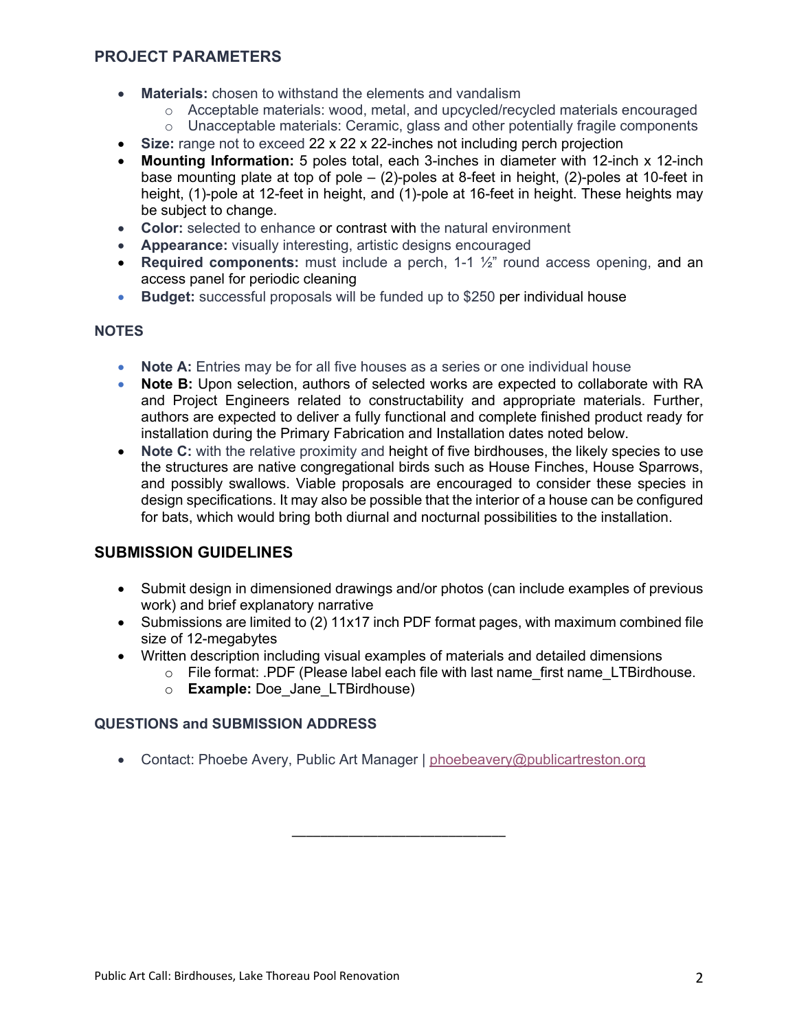## PROJECT PARAMETERS

- **Materials:** chosen to withstand the elements and vandalism
  - Acceptable materials: wood, metal, and upcycled/recycled materials encouraged
  - Unacceptable materials: Ceramic, glass and other potentially fragile components
- **Size:** range not to exceed 22 x 22 x 22-inches not including perch projection
- **Mounting Information:** 5 poles total, each 3-inches in diameter with 12-inch x 12-inch base mounting plate at top of pole – (2)-poles at 8-feet in height, (2)-poles at 10-feet in height, (1)-pole at 12-feet in height, and (1)-pole at 16-feet in height. These heights may be subject to change.
- **Color:** selected to enhance or contrast with the natural environment
- **Appearance:** visually interesting, artistic designs encouraged
- **Required components:** must include a perch, 1-1 ½" round access opening, and an access panel for periodic cleaning
- **Budget:** successful proposals will be funded up to $250 per individual house

## NOTES

- **Note A:** Entries may be for all five houses as a series or one individual house
- **Note B:** Upon selection, authors of selected works are expected to collaborate with RA and Project Engineers related to constructability and appropriate materials. Further, authors are expected to deliver a fully functional and complete finished product ready for installation during the Primary Fabrication and Installation dates noted below.
- **Note C:** with the relative proximity and height of five birdhouses, the likely species to use the structures are native congregational birds such as House Finches, House Sparrows, and possibly swallows. Viable proposals are encouraged to consider these species in design specifications. It may also be possible that the interior of a house can be configured for bats, which would bring both diurnal and nocturnal possibilities to the installation.

## SUBMISSION GUIDELINES

- Submit design in dimensioned drawings and/or photos (can include examples of previous work) and brief explanatory narrative
- Submissions are limited to (2) 11x17 inch PDF format pages, with maximum combined file size of 12-megabytes
- Written description including visual examples of materials and detailed dimensions
  - File format: .PDF (Please label each file with last name_first name_LTBirdhouse.
  - **Example:** Doe_Jane_LTBirdhouse)

## QUESTIONS and SUBMISSION ADDRESS

- Contact: Phoebe Avery, Public Art Manager | phoebeavery@publicartreston.org

______________________________